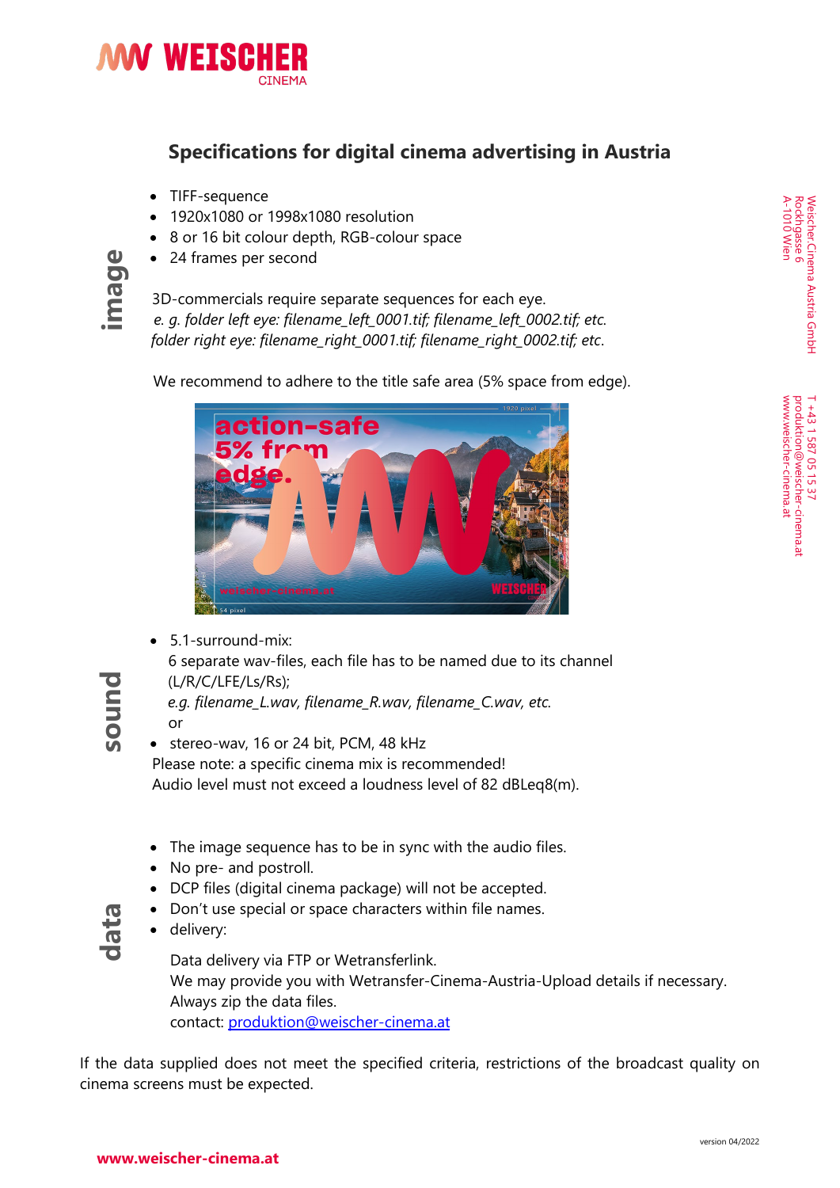# Specifications for digital cinema advertising in Austria

## image

- TIFF-sequence
- 1920x1080 or 1998x1080 resolution
- 8 or 16 bit colour depth, RGB-colour space
- 24 frames per second

3D-commercials require separate sequences for each eye.
*e. g. folder left eye: filename_left_0001.tif; filename_left_0002.tif; etc.*
*folder right eye: filename_right_0001.tif; filename_right_0002.tif; etc.*

We recommend to adhere to the title safe area (5% space from edge).

## sound

- 5.1-surround-mix:
  6 separate wav-files, each file has to be named due to its channel (L/R/C/LFE/Ls/Rs);
  *e.g. filename_L.wav, filename_R.wav, filename_C.wav, etc.*
  or
- stereo-wav, 16 or 24 bit, PCM, 48 kHz

Please note: a specific cinema mix is recommended!
Audio level must not exceed a loudness level of 82 dBLeq8(m).

## data

- The image sequence has to be in sync with the audio files.
- No pre- and postroll.
- DCP files (digital cinema package) will not be accepted.
- Don't use special or space characters within file names.
- delivery:

  Data delivery via FTP or Wetransferlink.
  We may provide you with Wetransfer-Cinema-Austria-Upload details if necessary.
  Always zip the data files.
  contact: produktion@weischer-cinema.at

If the data supplied does not meet the specified criteria, restrictions of the broadcast quality on cinema screens must be expected.

Weischer.Cinema Austria GmbH
Rockhgasse 6
A-1010 Wien

T +43 1 587 05 15 37
produktion@weischer-cinema.at
www.weischer-cinema.at

version 04/2022

www.weischer-cinema.at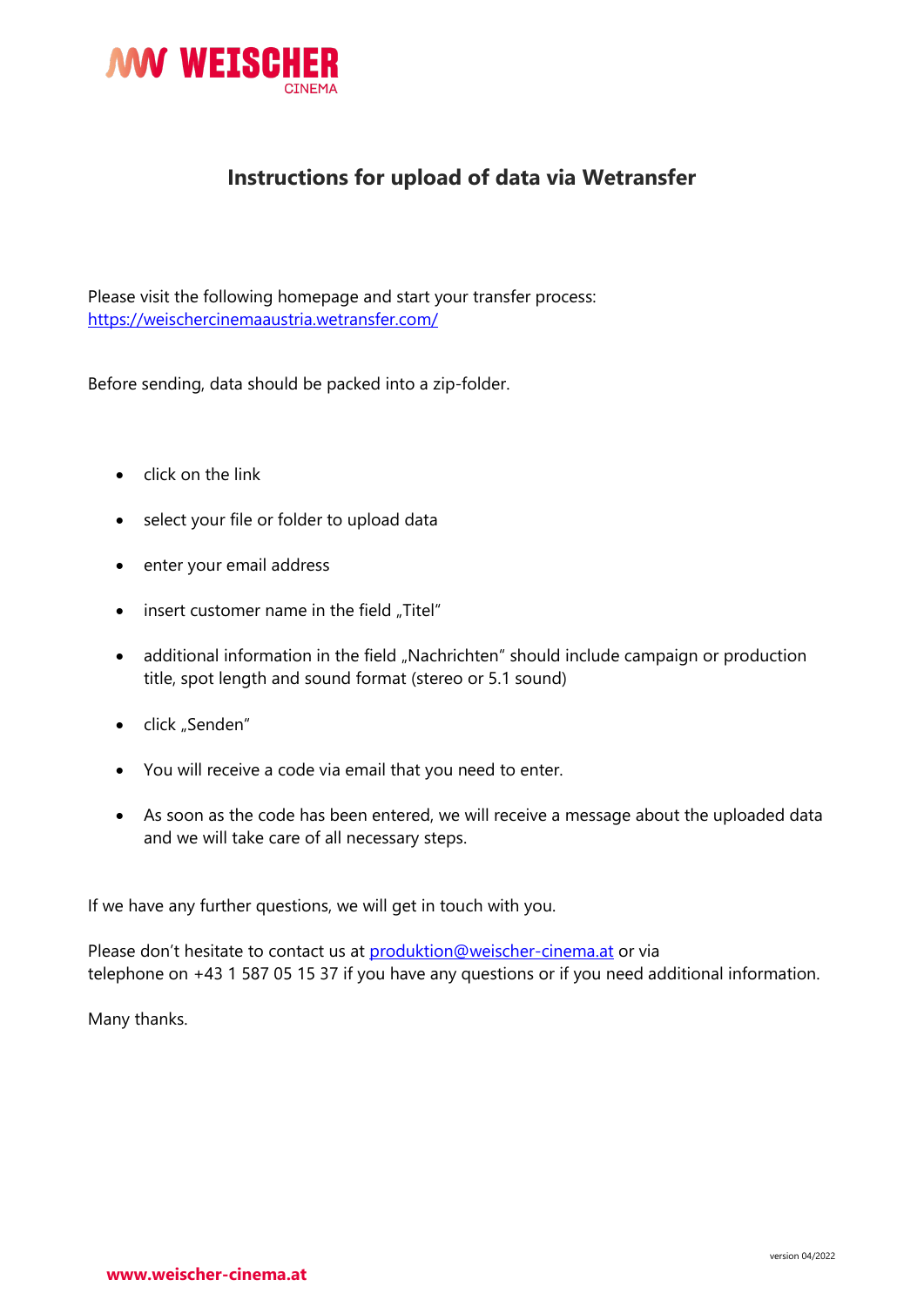WEISCHER CINEMA

# Instructions for upload of data via Wetransfer

Please visit the following homepage and start your transfer process:
https://weischercinemaaustria.wetransfer.com/

Before sending, data should be packed into a zip-folder.

- click on the link
- select your file or folder to upload data
- enter your email address
- insert customer name in the field „Titel"
- additional information in the field „Nachrichten" should include campaign or production title, spot length and sound format (stereo or 5.1 sound)
- click „Senden"
- You will receive a code via email that you need to enter.
- As soon as the code has been entered, we will receive a message about the uploaded data and we will take care of all necessary steps.

If we have any further questions, we will get in touch with you.

Please don't hesitate to contact us at produktion@weischer-cinema.at or via telephone on +43 1 587 05 15 37 if you have any questions or if you need additional information.

Many thanks.

version 04/2022

www.weischer-cinema.at